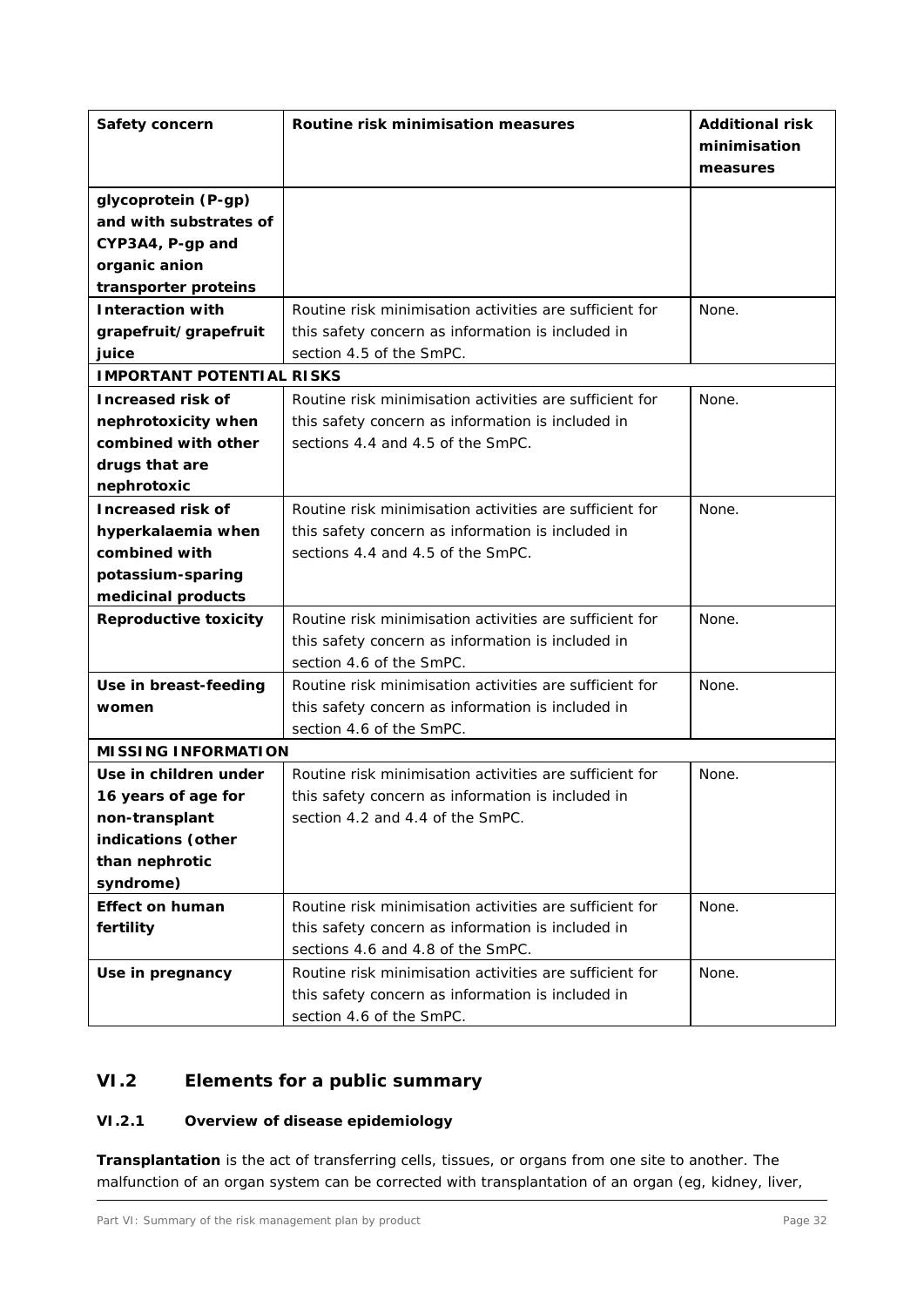| Safety concern | Routine risk minimisation measures | Additional risk minimisation measures |
|---|---|---|
| **glycoprotein (P-gp) and with substrates of CYP3A4, P-gp and organic anion transporter proteins** | | |
| **Interaction with grapefruit/grapefruit juice** | Routine risk minimisation activities are sufficient for this safety concern as information is included in section 4.5 of the SmPC. | None. |
| **IMPORTANT POTENTIAL RISKS** | | |
| **Increased risk of nephrotoxicity when combined with other drugs that are nephrotoxic** | Routine risk minimisation activities are sufficient for this safety concern as information is included in sections 4.4 and 4.5 of the SmPC. | None. |
| **Increased risk of hyperkalaemia when combined with potassium-sparing medicinal products** | Routine risk minimisation activities are sufficient for this safety concern as information is included in sections 4.4 and 4.5 of the SmPC. | None. |
| **Reproductive toxicity** | Routine risk minimisation activities are sufficient for this safety concern as information is included in section 4.6 of the SmPC. | None. |
| **Use in breast-feeding women** | Routine risk minimisation activities are sufficient for this safety concern as information is included in section 4.6 of the SmPC. | None. |
| **MISSING INFORMATION** | | |
| **Use in children under 16 years of age for non-transplant indications (other than nephrotic syndrome)** | Routine risk minimisation activities are sufficient for this safety concern as information is included in section 4.2 and 4.4 of the SmPC. | None. |
| **Effect on human fertility** | Routine risk minimisation activities are sufficient for this safety concern as information is included in sections 4.6 and 4.8 of the SmPC. | None. |
| **Use in pregnancy** | Routine risk minimisation activities are sufficient for this safety concern as information is included in section 4.6 of the SmPC. | None. |

## VI.2 Elements for a public summary

### VI.2.1 Overview of disease epidemiology

**Transplantation** is the act of transferring cells, tissues, or organs from one site to another. The malfunction of an organ system can be corrected with transplantation of an organ (eg, kidney, liver,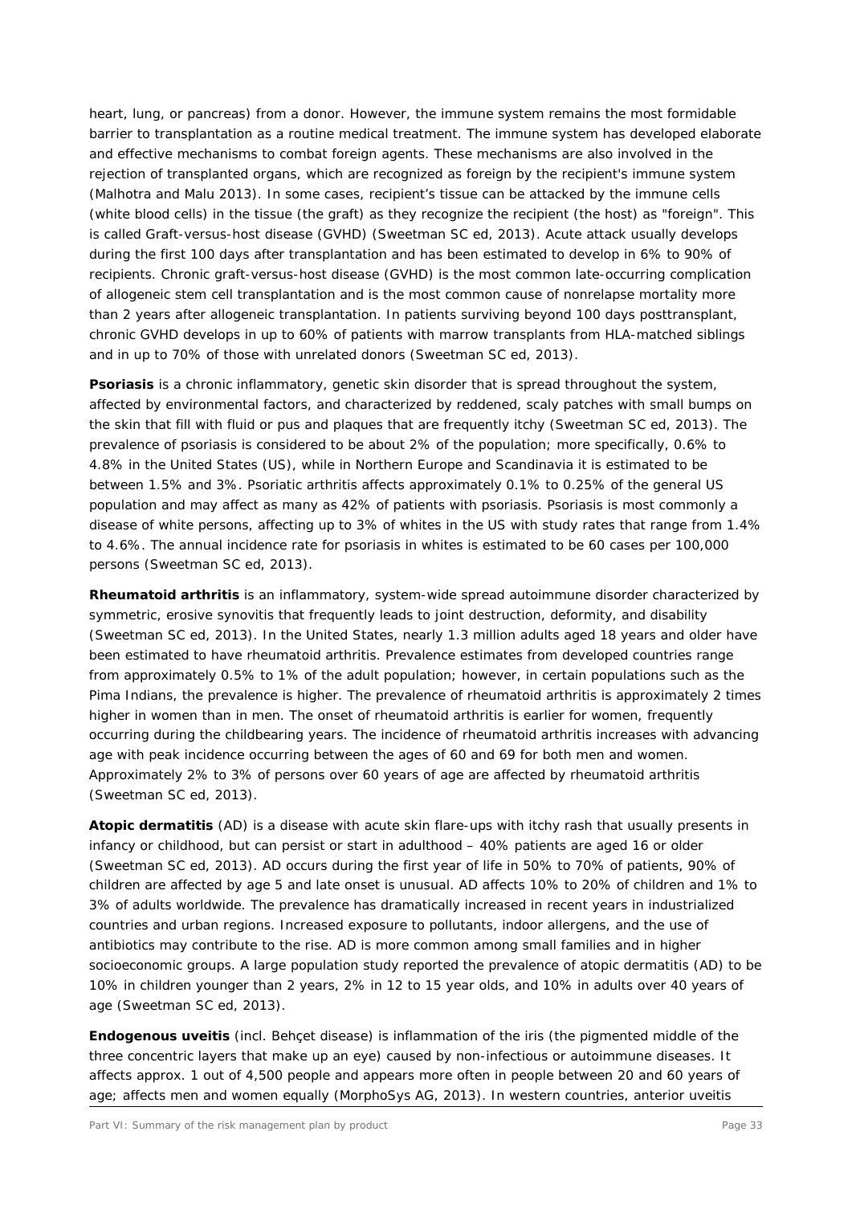heart, lung, or pancreas) from a donor. However, the immune system remains the most formidable barrier to transplantation as a routine medical treatment. The immune system has developed elaborate and effective mechanisms to combat foreign agents. These mechanisms are also involved in the rejection of transplanted organs, which are recognized as foreign by the recipient's immune system (Malhotra and Malu 2013). In some cases, recipient's tissue can be attacked by the immune cells (white blood cells) in the tissue (the graft) as they recognize the recipient (the host) as "foreign". This is called Graft-versus-host disease (GVHD) (Sweetman SC ed, 2013). Acute attack usually develops during the first 100 days after transplantation and has been estimated to develop in 6% to 90% of recipients. Chronic graft-versus-host disease (GVHD) is the most common late-occurring complication of allogeneic stem cell transplantation and is the most common cause of nonrelapse mortality more than 2 years after allogeneic transplantation. In patients surviving beyond 100 days posttransplant, chronic GVHD develops in up to 60% of patients with marrow transplants from HLA-matched siblings and in up to 70% of those with unrelated donors (Sweetman SC ed, 2013).

**Psoriasis** is a chronic inflammatory, genetic skin disorder that is spread throughout the system, affected by environmental factors, and characterized by reddened, scaly patches with small bumps on the skin that fill with fluid or pus and plaques that are frequently itchy (Sweetman SC ed, 2013). The prevalence of psoriasis is considered to be about 2% of the population; more specifically, 0.6% to 4.8% in the United States (US), while in Northern Europe and Scandinavia it is estimated to be between 1.5% and 3%. Psoriatic arthritis affects approximately 0.1% to 0.25% of the general US population and may affect as many as 42% of patients with psoriasis. Psoriasis is most commonly a disease of white persons, affecting up to 3% of whites in the US with study rates that range from 1.4% to 4.6%. The annual incidence rate for psoriasis in whites is estimated to be 60 cases per 100,000 persons (Sweetman SC ed, 2013).

**Rheumatoid arthritis** is an inflammatory, system-wide spread autoimmune disorder characterized by symmetric, erosive synovitis that frequently leads to joint destruction, deformity, and disability (Sweetman SC ed, 2013). In the United States, nearly 1.3 million adults aged 18 years and older have been estimated to have rheumatoid arthritis. Prevalence estimates from developed countries range from approximately 0.5% to 1% of the adult population; however, in certain populations such as the Pima Indians, the prevalence is higher. The prevalence of rheumatoid arthritis is approximately 2 times higher in women than in men. The onset of rheumatoid arthritis is earlier for women, frequently occurring during the childbearing years. The incidence of rheumatoid arthritis increases with advancing age with peak incidence occurring between the ages of 60 and 69 for both men and women. Approximately 2% to 3% of persons over 60 years of age are affected by rheumatoid arthritis (Sweetman SC ed, 2013).

**Atopic dermatitis** (AD) is a disease with acute skin flare-ups with itchy rash that usually presents in infancy or childhood, but can persist or start in adulthood – 40% patients are aged 16 or older (Sweetman SC ed, 2013). AD occurs during the first year of life in 50% to 70% of patients, 90% of children are affected by age 5 and late onset is unusual. AD affects 10% to 20% of children and 1% to 3% of adults worldwide. The prevalence has dramatically increased in recent years in industrialized countries and urban regions. Increased exposure to pollutants, indoor allergens, and the use of antibiotics may contribute to the rise. AD is more common among small families and in higher socioeconomic groups. A large population study reported the prevalence of atopic dermatitis (AD) to be 10% in children younger than 2 years, 2% in 12 to 15 year olds, and 10% in adults over 40 years of age (Sweetman SC ed, 2013).

**Endogenous uveitis** (incl. Behçet disease) is inflammation of the iris (the pigmented middle of the three concentric layers that make up an eye) caused by non-infectious or autoimmune diseases. It affects approx. 1 out of 4,500 people and appears more often in people between 20 and 60 years of age; affects men and women equally (MorphoSys AG, 2013). In western countries, anterior uveitis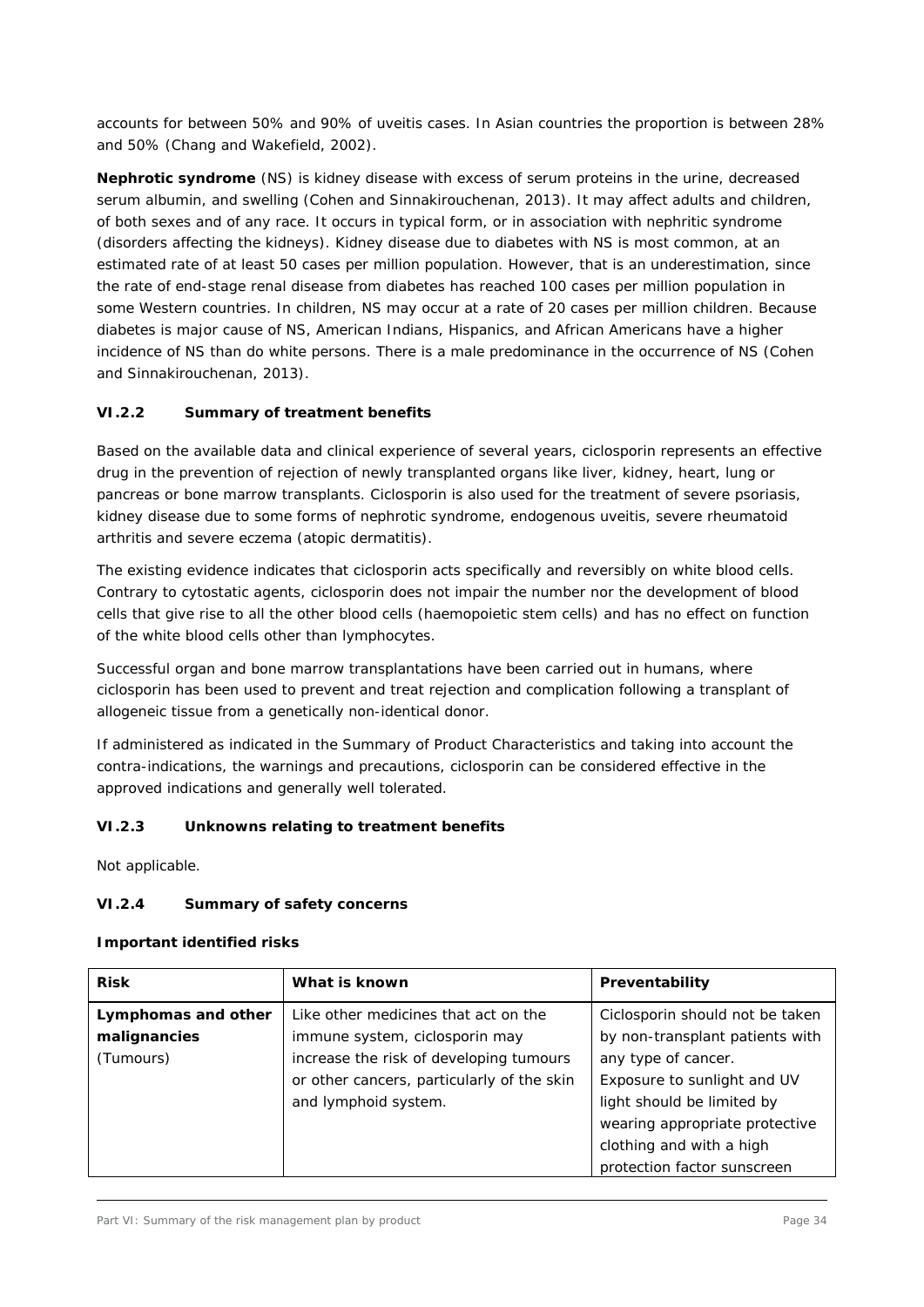accounts for between 50% and 90% of uveitis cases. In Asian countries the proportion is between 28% and 50% (Chang and Wakefield, 2002).

**Nephrotic syndrome** (NS) is kidney disease with excess of serum proteins in the urine, decreased serum albumin, and swelling (Cohen and Sinnakirouchenan, 2013). It may affect adults and children, of both sexes and of any race. It occurs in typical form, or in association with nephritic syndrome (disorders affecting the kidneys). Kidney disease due to diabetes with NS is most common, at an estimated rate of at least 50 cases per million population. However, that is an underestimation, since the rate of end-stage renal disease from diabetes has reached 100 cases per million population in some Western countries. In children, NS may occur at a rate of 20 cases per million children. Because diabetes is major cause of NS, American Indians, Hispanics, and African Americans have a higher incidence of NS than do white persons. There is a male predominance in the occurrence of NS (Cohen and Sinnakirouchenan, 2013).

### VI.2.2 Summary of treatment benefits

Based on the available data and clinical experience of several years, ciclosporin represents an effective drug in the prevention of rejection of newly transplanted organs like liver, kidney, heart, lung or pancreas or bone marrow transplants. Ciclosporin is also used for the treatment of severe psoriasis, kidney disease due to some forms of nephrotic syndrome, endogenous uveitis, severe rheumatoid arthritis and severe eczema (atopic dermatitis).

The existing evidence indicates that ciclosporin acts specifically and reversibly on white blood cells. Contrary to cytostatic agents, ciclosporin does not impair the number nor the development of blood cells that give rise to all the other blood cells (haemopoietic stem cells) and has no effect on function of the white blood cells other than lymphocytes.

Successful organ and bone marrow transplantations have been carried out in humans, where ciclosporin has been used to prevent and treat rejection and complication following a transplant of allogeneic tissue from a genetically non-identical donor.

If administered as indicated in the Summary of Product Characteristics and taking into account the contra-indications, the warnings and precautions, ciclosporin can be considered effective in the approved indications and generally well tolerated.

### VI.2.3 Unknowns relating to treatment benefits

Not applicable.

### VI.2.4 Summary of safety concerns

**Important identified risks**

| Risk | What is known | Preventability |
|---|---|---|
| **Lymphomas and other malignancies** (Tumours) | Like other medicines that act on the immune system, ciclosporin may increase the risk of developing tumours or other cancers, particularly of the skin and lymphoid system. | Ciclosporin should not be taken by non-transplant patients with any type of cancer. Exposure to sunlight and UV light should be limited by wearing appropriate protective clothing and with a high protection factor sunscreen |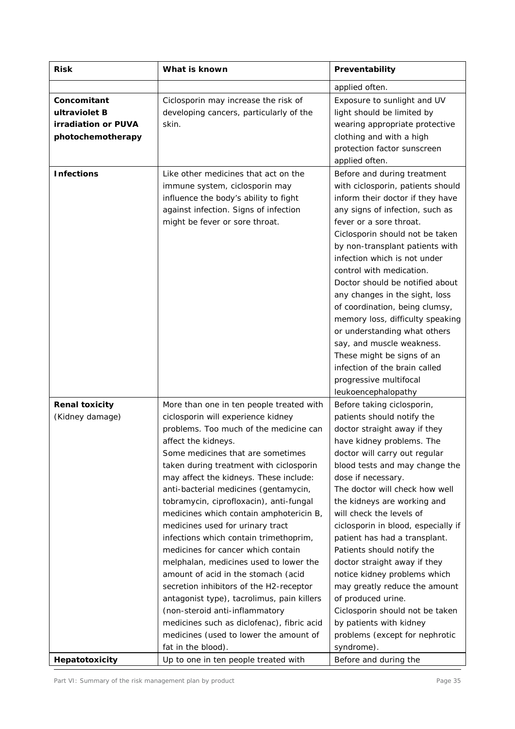| Risk | What is known | Preventability |
|---|---|---|
| | | applied often. |
| **Concomitant ultraviolet B irradiation or PUVA photochemotherapy** | Ciclosporin may increase the risk of developing cancers, particularly of the skin. | Exposure to sunlight and UV light should be limited by wearing appropriate protective clothing and with a high protection factor sunscreen applied often. |
| **Infections** | Like other medicines that act on the immune system, ciclosporin may influence the body's ability to fight against infection. Signs of infection might be fever or sore throat. | Before and during treatment with ciclosporin, patients should inform their doctor if they have any signs of infection, such as fever or a sore throat.<br>Ciclosporin should not be taken by non-transplant patients with infection which is not under control with medication.<br>Doctor should be notified about any changes in the sight, loss of coordination, being clumsy, memory loss, difficulty speaking or understanding what others say, and muscle weakness. These might be signs of an infection of the brain called progressive multifocal leukoencephalopathy |
| **Renal toxicity** (Kidney damage) | More than one in ten people treated with ciclosporin will experience kidney problems. Too much of the medicine can affect the kidneys.<br>Some medicines that are sometimes taken during treatment with ciclosporin may affect the kidneys. These include: anti-bacterial medicines (gentamycin, tobramycin, ciprofloxacin), anti-fungal medicines which contain amphotericin B, medicines used for urinary tract infections which contain trimethoprim, medicines for cancer which contain melphalan, medicines used to lower the amount of acid in the stomach (acid secretion inhibitors of the H2-receptor antagonist type), tacrolimus, pain killers (non-steroid anti-inflammatory medicines such as diclofenac), fibric acid medicines (used to lower the amount of fat in the blood). | Before taking ciclosporin, patients should notify the doctor straight away if they have kidney problems. The doctor will carry out regular blood tests and may change the dose if necessary.<br>The doctor will check how well the kidneys are working and will check the levels of ciclosporin in blood, especially if patient has had a transplant.<br>Patients should notify the doctor straight away if they notice kidney problems which may greatly reduce the amount of produced urine.<br>Ciclosporin should not be taken by patients with kidney problems (except for nephrotic syndrome). |
| **Hepatotoxicity** | Up to one in ten people treated with | Before and during the |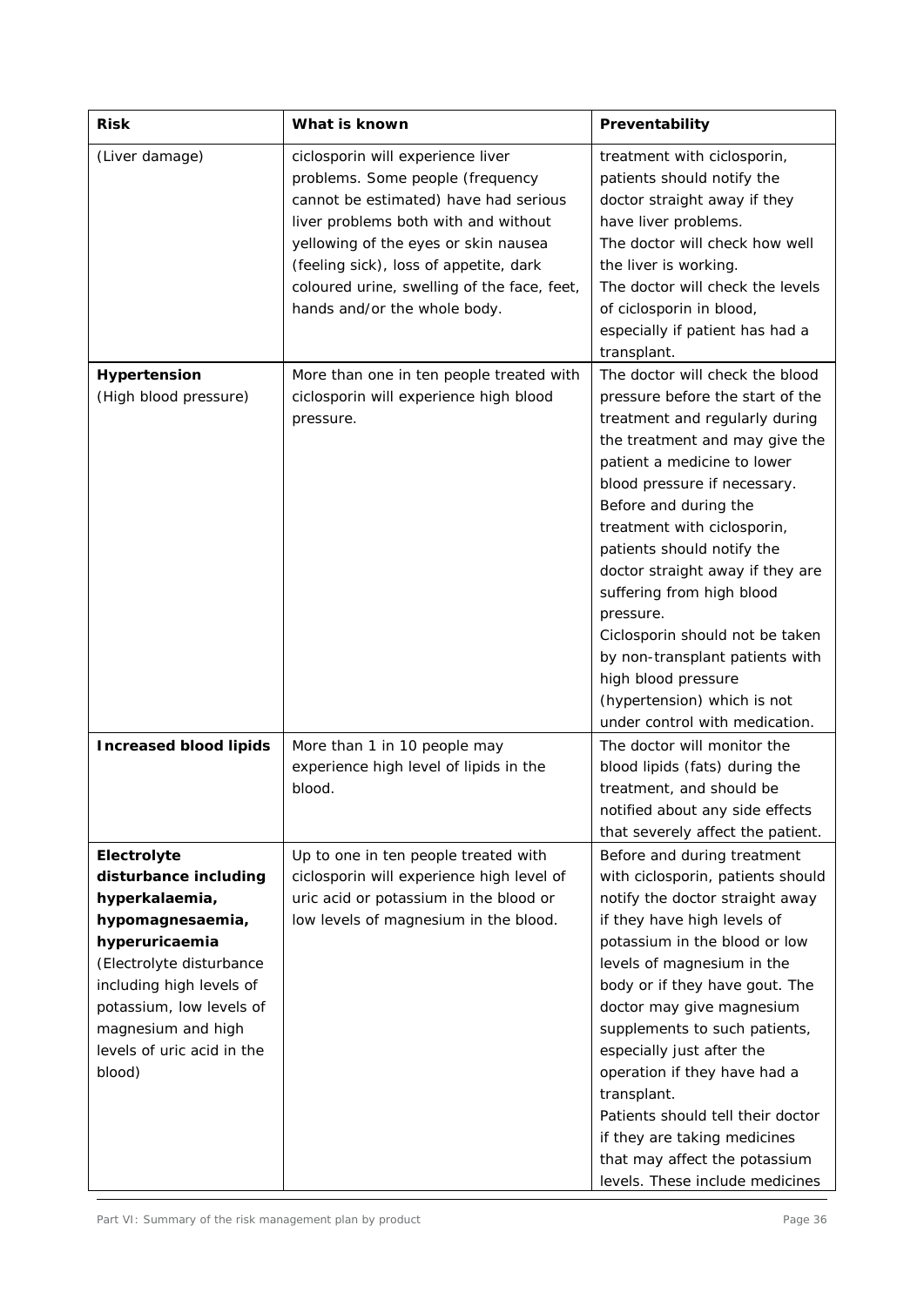| **Risk** | **What is known** | **Preventability** |
|---|---|---|
| (Liver damage) | ciclosporin will experience liver problems. Some people (frequency cannot be estimated) have had serious liver problems both with and without yellowing of the eyes or skin nausea (feeling sick), loss of appetite, dark coloured urine, swelling of the face, feet, hands and/or the whole body. | treatment with ciclosporin, patients should notify the doctor straight away if they have liver problems. The doctor will check how well the liver is working. The doctor will check the levels of ciclosporin in blood, especially if patient has had a transplant. |
| **Hypertension** (High blood pressure) | More than one in ten people treated with ciclosporin will experience high blood pressure. | The doctor will check the blood pressure before the start of the treatment and regularly during the treatment and may give the patient a medicine to lower blood pressure if necessary. Before and during the treatment with ciclosporin, patients should notify the doctor straight away if they are suffering from high blood pressure. Ciclosporin should not be taken by non-transplant patients with high blood pressure (hypertension) which is not under control with medication. |
| **Increased blood lipids** | More than 1 in 10 people may experience high level of lipids in the blood. | The doctor will monitor the blood lipids (fats) during the treatment, and should be notified about any side effects that severely affect the patient. |
| **Electrolyte disturbance including hyperkalaemia, hypomagnesaemia, hyperuricaemia** (Electrolyte disturbance including high levels of potassium, low levels of magnesium and high levels of uric acid in the blood) | Up to one in ten people treated with ciclosporin will experience high level of uric acid or potassium in the blood or low levels of magnesium in the blood. | Before and during treatment with ciclosporin, patients should notify the doctor straight away if they have high levels of potassium in the blood or low levels of magnesium in the body or if they have gout. The doctor may give magnesium supplements to such patients, especially just after the operation if they have had a transplant. Patients should tell their doctor if they are taking medicines that may affect the potassium levels. These include medicines |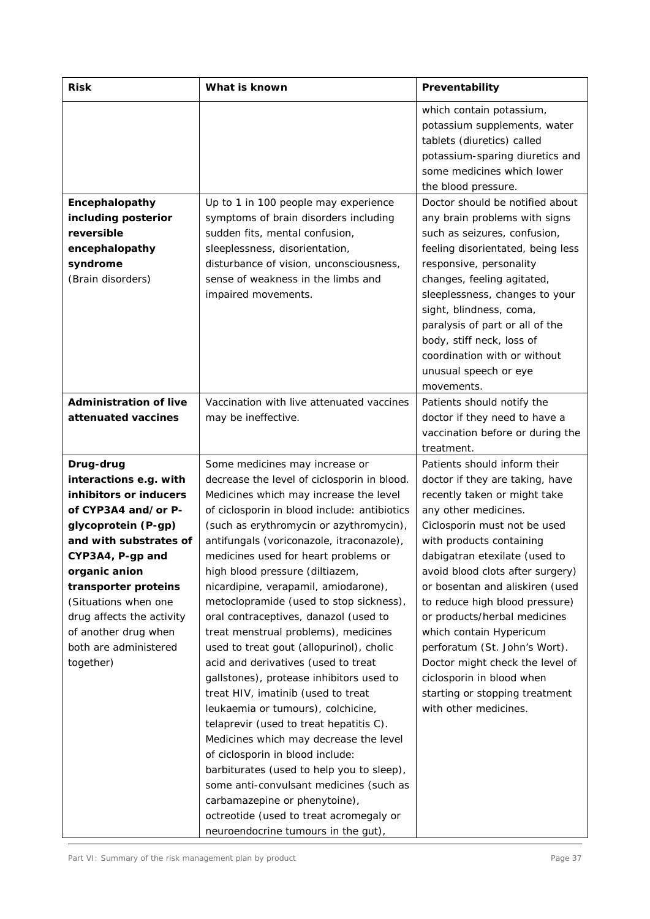| Risk | What is known | Preventability |
|---|---|---|
| | | which contain potassium, potassium supplements, water tablets (diuretics) called potassium-sparing diuretics and some medicines which lower the blood pressure. |
| **Encephalopathy including posterior reversible encephalopathy syndrome** (Brain disorders) | Up to 1 in 100 people may experience symptoms of brain disorders including sudden fits, mental confusion, sleeplessness, disorientation, disturbance of vision, unconsciousness, sense of weakness in the limbs and impaired movements. | Doctor should be notified about any brain problems with signs such as seizures, confusion, feeling disorientated, being less responsive, personality changes, feeling agitated, sleeplessness, changes to your sight, blindness, coma, paralysis of part or all of the body, stiff neck, loss of coordination with or without unusual speech or eye movements. |
| **Administration of live attenuated vaccines** | Vaccination with live attenuated vaccines may be ineffective. | Patients should notify the doctor if they need to have a vaccination before or during the treatment. |
| **Drug-drug interactions e.g. with inhibitors or inducers of CYP3A4 and/or P-glycoprotein (P-gp) and with substrates of CYP3A4, P-gp and organic anion transporter proteins** (Situations when one drug affects the activity of another drug when both are administered together) | Some medicines may increase or decrease the level of ciclosporin in blood. Medicines which may increase the level of ciclosporin in blood include: antibiotics (such as erythromycin or azythromycin), antifungals (voriconazole, itraconazole), medicines used for heart problems or high blood pressure (diltiazem, nicardipine, verapamil, amiodarone), metoclopramide (used to stop sickness), oral contraceptives, danazol (used to treat menstrual problems), medicines used to treat gout (allopurinol), cholic acid and derivatives (used to treat gallstones), protease inhibitors used to treat HIV, imatinib (used to treat leukaemia or tumours), colchicine, telaprevir (used to treat hepatitis C). Medicines which may decrease the level of ciclosporin in blood include: barbiturates (used to help you to sleep), some anti-convulsant medicines (such as carbamazepine or phenytoine), octreotide (used to treat acromegaly or neuroendocrine tumours in the gut), | Patients should inform their doctor if they are taking, have recently taken or might take any other medicines. Ciclosporin must not be used with products containing dabigatran etexilate (used to avoid blood clots after surgery) or bosentan and aliskiren (used to reduce high blood pressure) or products/herbal medicines which contain Hypericum perforatum (St. John's Wort). Doctor might check the level of ciclosporin in blood when starting or stopping treatment with other medicines. |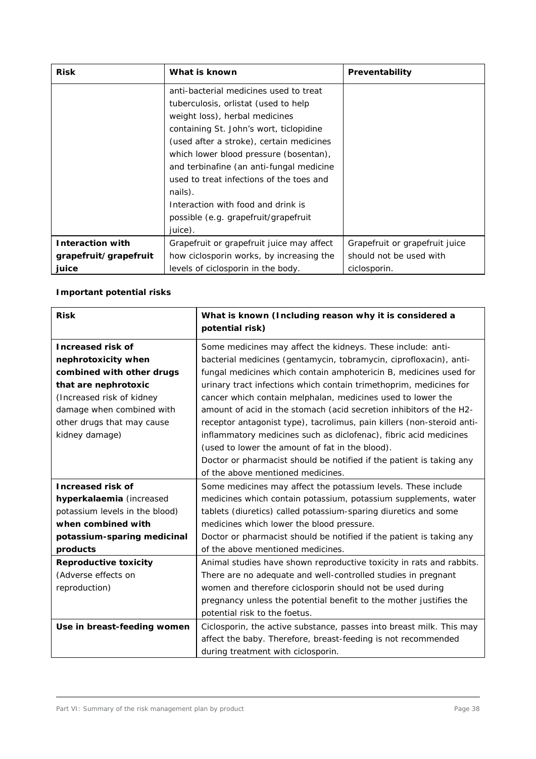| Risk | What is known | Preventability |
|---|---|---|
| | anti-bacterial medicines used to treat tuberculosis, orlistat (used to help weight loss), herbal medicines containing St. John's wort, ticlopidine (used after a stroke), certain medicines which lower blood pressure (bosentan), and terbinafine (an anti-fungal medicine used to treat infections of the toes and nails).<br>Interaction with food and drink is possible (e.g. grapefruit/grapefruit juice). | |
| **Interaction with grapefruit/grapefruit juice** | Grapefruit or grapefruit juice may affect how ciclosporin works, by increasing the levels of ciclosporin in the body. | Grapefruit or grapefruit juice should not be used with ciclosporin. |

**Important potential risks**

| Risk | What is known (Including reason why it is considered a potential risk) |
|---|---|
| **Increased risk of nephrotoxicity when combined with other drugs that are nephrotoxic** (Increased risk of kidney damage when combined with other drugs that may cause kidney damage) | Some medicines may affect the kidneys. These include: anti-bacterial medicines (gentamycin, tobramycin, ciprofloxacin), anti-fungal medicines which contain amphotericin B, medicines used for urinary tract infections which contain trimethoprim, medicines for cancer which contain melphalan, medicines used to lower the amount of acid in the stomach (acid secretion inhibitors of the H2-receptor antagonist type), tacrolimus, pain killers (non-steroid anti-inflammatory medicines such as diclofenac), fibric acid medicines (used to lower the amount of fat in the blood).<br>Doctor or pharmacist should be notified if the patient is taking any of the above mentioned medicines. |
| **Increased risk of hyperkalaemia** (increased potassium levels in the blood) **when combined with potassium-sparing medicinal products** | Some medicines may affect the potassium levels. These include medicines which contain potassium, potassium supplements, water tablets (diuretics) called potassium-sparing diuretics and some medicines which lower the blood pressure.<br>Doctor or pharmacist should be notified if the patient is taking any of the above mentioned medicines. |
| **Reproductive toxicity** (Adverse effects on reproduction) | Animal studies have shown reproductive toxicity in rats and rabbits. There are no adequate and well-controlled studies in pregnant women and therefore ciclosporin should not be used during pregnancy unless the potential benefit to the mother justifies the potential risk to the foetus. |
| **Use in breast-feeding women** | Ciclosporin, the active substance, passes into breast milk. This may affect the baby. Therefore, breast-feeding is not recommended during treatment with ciclosporin. |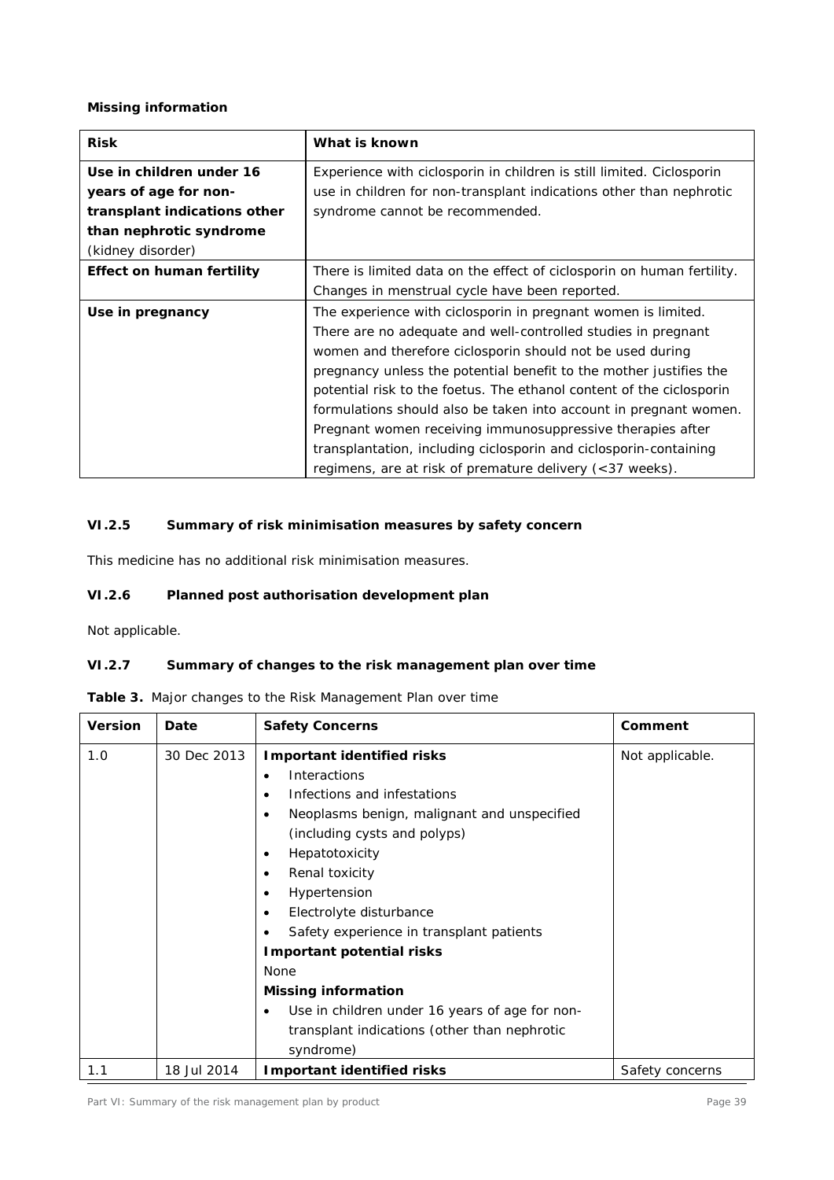**Missing information**

| Risk | What is known |
|---|---|
| **Use in children under 16 years of age for non-transplant indications other than nephrotic syndrome** (kidney disorder) | Experience with ciclosporin in children is still limited. Ciclosporin use in children for non-transplant indications other than nephrotic syndrome cannot be recommended. |
| **Effect on human fertility** | There is limited data on the effect of ciclosporin on human fertility. Changes in menstrual cycle have been reported. |
| **Use in pregnancy** | The experience with ciclosporin in pregnant women is limited. There are no adequate and well-controlled studies in pregnant women and therefore ciclosporin should not be used during pregnancy unless the potential benefit to the mother justifies the potential risk to the foetus. The ethanol content of the ciclosporin formulations should also be taken into account in pregnant women. Pregnant women receiving immunosuppressive therapies after transplantation, including ciclosporin and ciclosporin-containing regimens, are at risk of premature delivery (<37 weeks). |

### VI.2.5 Summary of risk minimisation measures by safety concern

This medicine has no additional risk minimisation measures.

### VI.2.6 Planned post authorisation development plan

Not applicable.

### VI.2.7 Summary of changes to the risk management plan over time

**Table 3.** Major changes to the Risk Management Plan over time

| Version | Date | Safety Concerns | Comment |
|---|---|---|---|
| 1.0 | 30 Dec 2013 | **Important identified risks**<br>• Interactions<br>• Infections and infestations<br>• Neoplasms benign, malignant and unspecified (including cysts and polyps)<br>• Hepatotoxicity<br>• Renal toxicity<br>• Hypertension<br>• Electrolyte disturbance<br>• Safety experience in transplant patients<br>**Important potential risks**<br>None<br>**Missing information**<br>• Use in children under 16 years of age for non-transplant indications (other than nephrotic syndrome) | Not applicable. |
| 1.1 | 18 Jul 2014 | **Important identified risks** | Safety concerns |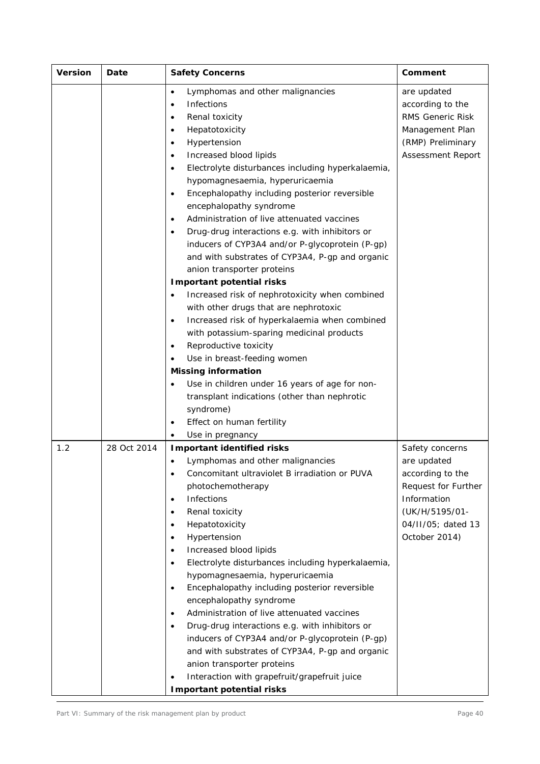| Version | Date | Safety Concerns | Comment |
| --- | --- | --- | --- |
| | | • Lymphomas and other malignancies<br>• Infections<br>• Renal toxicity<br>• Hepatotoxicity<br>• Hypertension<br>• Increased blood lipids<br>• Electrolyte disturbances including hyperkalaemia, hypomagnesaemia, hyperuricaemia<br>• Encephalopathy including posterior reversible encephalopathy syndrome<br>• Administration of live attenuated vaccines<br>• Drug-drug interactions e.g. with inhibitors or inducers of CYP3A4 and/or P-glycoprotein (P-gp) and with substrates of CYP3A4, P-gp and organic anion transporter proteins<br>**Important potential risks**<br>• Increased risk of nephrotoxicity when combined with other drugs that are nephrotoxic<br>• Increased risk of hyperkalaemia when combined with potassium-sparing medicinal products<br>• Reproductive toxicity<br>• Use in breast-feeding women<br>**Missing information**<br>• Use in children under 16 years of age for non-transplant indications (other than nephrotic syndrome)<br>• Effect on human fertility<br>• Use in pregnancy | are updated according to the RMS Generic Risk Management Plan (RMP) Preliminary Assessment Report |
| 1.2 | 28 Oct 2014 | **Important identified risks**<br>• Lymphomas and other malignancies<br>• Concomitant ultraviolet B irradiation or PUVA photochemotherapy<br>• Infections<br>• Renal toxicity<br>• Hepatotoxicity<br>• Hypertension<br>• Increased blood lipids<br>• Electrolyte disturbances including hyperkalaemia, hypomagnesaemia, hyperuricaemia<br>• Encephalopathy including posterior reversible encephalopathy syndrome<br>• Administration of live attenuated vaccines<br>• Drug-drug interactions e.g. with inhibitors or inducers of CYP3A4 and/or P-glycoprotein (P-gp) and with substrates of CYP3A4, P-gp and organic anion transporter proteins<br>• Interaction with grapefruit/grapefruit juice<br>**Important potential risks** | Safety concerns are updated according to the Request for Further Information (UK/H/5195/01-04/II/05; dated 13 October 2014) |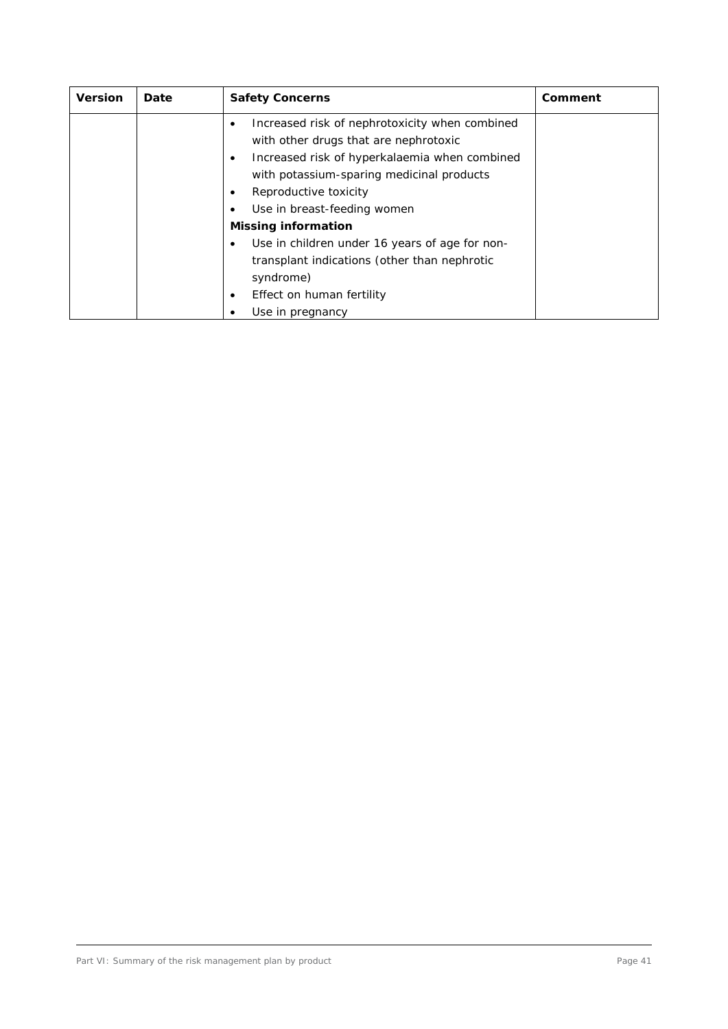| Version | Date | Safety Concerns | Comment |
|---|---|---|---|
| | | • Increased risk of nephrotoxicity when combined with other drugs that are nephrotoxic<br>• Increased risk of hyperkalaemia when combined with potassium-sparing medicinal products<br>• Reproductive toxicity<br>• Use in breast-feeding women<br>**Missing information**<br>• Use in children under 16 years of age for non-transplant indications (other than nephrotic syndrome)<br>• Effect on human fertility<br>• Use in pregnancy | |